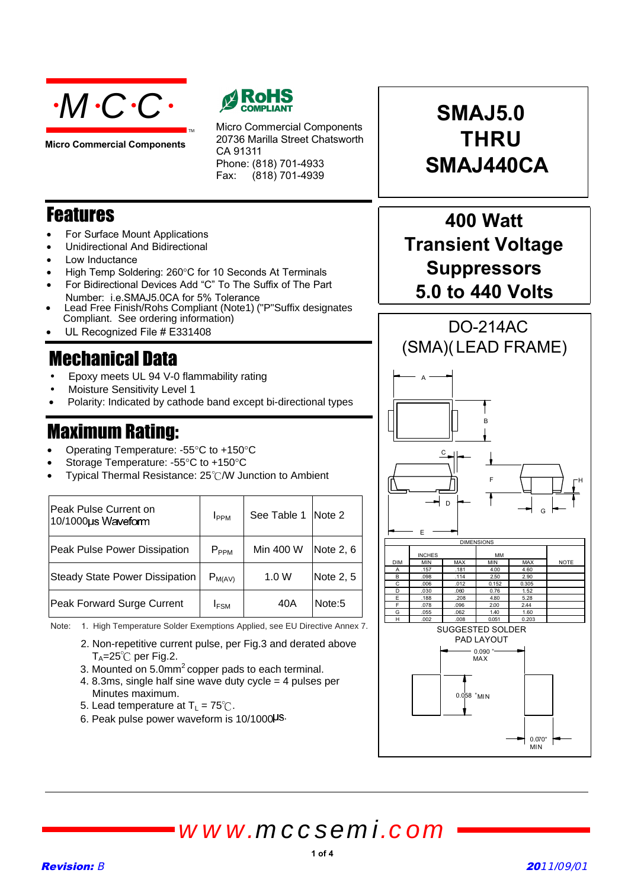**Micro Commercial Components**

Micro Commercial Components
20736 Marilla Street Chatsworth
CA 91311
Phone: (818) 701-4933
Fax: (818) 701-4939

# SMAJ5.0 THRU SMAJ440CA

## 400 Watt Transient Voltage Suppressors 5.0 to 440 Volts

## Features

- For Surface Mount Applications
- Unidirectional And Bidirectional
- Low Inductance
- High Temp Soldering: 260°C for 10 Seconds At Terminals
- For Bidirectional Devices Add "C" To The Suffix of The Part Number: i.e.SMAJ5.0CA for 5% Tolerance
- Lead Free Finish/Rohs Compliant (Note1) ("P"Suffix designates Compliant. See ordering information)
- UL Recognized File # E331408

## Mechanical Data

- Epoxy meets UL 94 V-0 flammability rating
- Moisture Sensitivity Level 1
- Polarity: Indicated by cathode band except bi-directional types

## Maximum Rating:

- Operating Temperature: -55°C to +150°C
- Storage Temperature: -55°C to +150°C
- Typical Thermal Resistance: 25℃/W Junction to Ambient

| Parameter | Symbol | Value | Note |
|---|---|---|---|
| Peak Pulse Current on 10/1000μs Waveform | $I_{PPM}$ | See Table 1 | Note 2 |
| Peak Pulse Power Dissipation | $P_{PPM}$ | Min 400 W | Note 2, 6 |
| Steady State Power Dissipation | $P_{M(AV)}$ | 1.0 W | Note 2, 5 |
| Peak Forward Surge Current | $I_{FSM}$ | 40A | Note:5 |

Note:
1. High Temperature Solder Exemptions Applied, see EU Directive Annex 7.
2. Non-repetitive current pulse, per Fig.3 and derated above $T_A$=25℃ per Fig.2.
3. Mounted on 5.0mm$^2$ copper pads to each terminal.
4. 8.3ms, single half sine wave duty cycle = 4 pulses per Minutes maximum.
5. Lead temperature at $T_L$ = 75℃.
6. Peak pulse power waveform is 10/1000μs.

## DO-214AC (SMA)(LEAD FRAME)

| DIM | INCHES MIN | INCHES MAX | MM MIN | MM MAX | NOTE |
|---|---|---|---|---|---|
| A | .157 | .181 | 4.00 | 4.60 | |
| B | .098 | .114 | 2.50 | 2.90 | |
| C | .006 | .012 | 0.152 | 0.305 | |
| D | .030 | .060 | 0.76 | 1.52 | |
| E | .188 | .208 | 4.80 | 5.28 | |
| F | .078 | .096 | 2.00 | 2.44 | |
| G | .055 | .062 | 1.40 | 1.60 | |
| H | .002 | .008 | 0.051 | 0.203 | |

SUGGESTED SOLDER PAD LAYOUT

0.090" MAX

0.058" MIN

0.070" MIN

www.mccsemi.com

*Revision: B* *2011/09/01*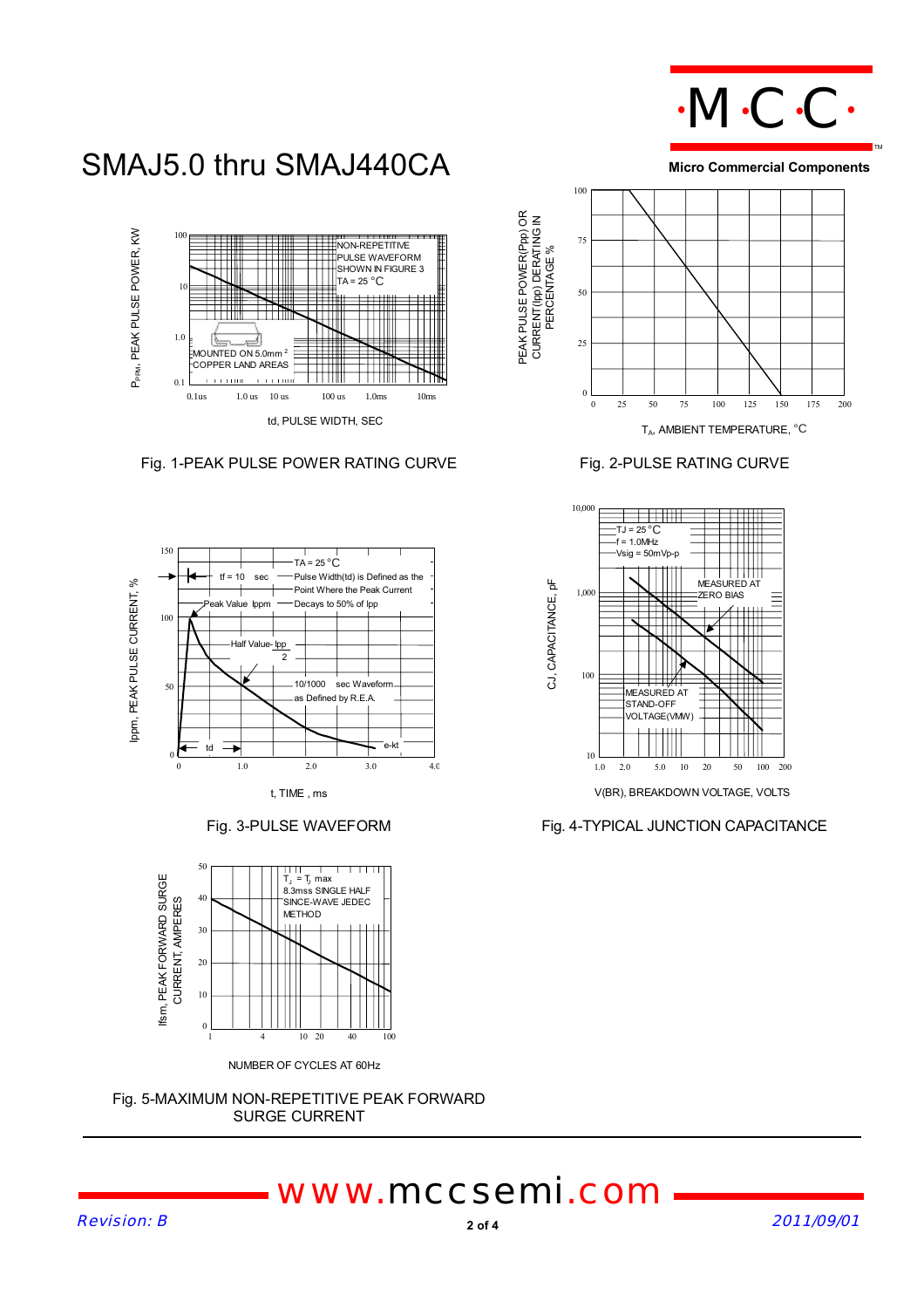# SMAJ5.0 thru SMAJ440CA

Fig. 1-PEAK PULSE POWER RATING CURVE

Fig. 2-PULSE RATING CURVE

Fig. 3-PULSE WAVEFORM

Fig. 4-TYPICAL JUNCTION CAPACITANCE

Fig. 5-MAXIMUM NON-REPETITIVE PEAK FORWARD SURGE CURRENT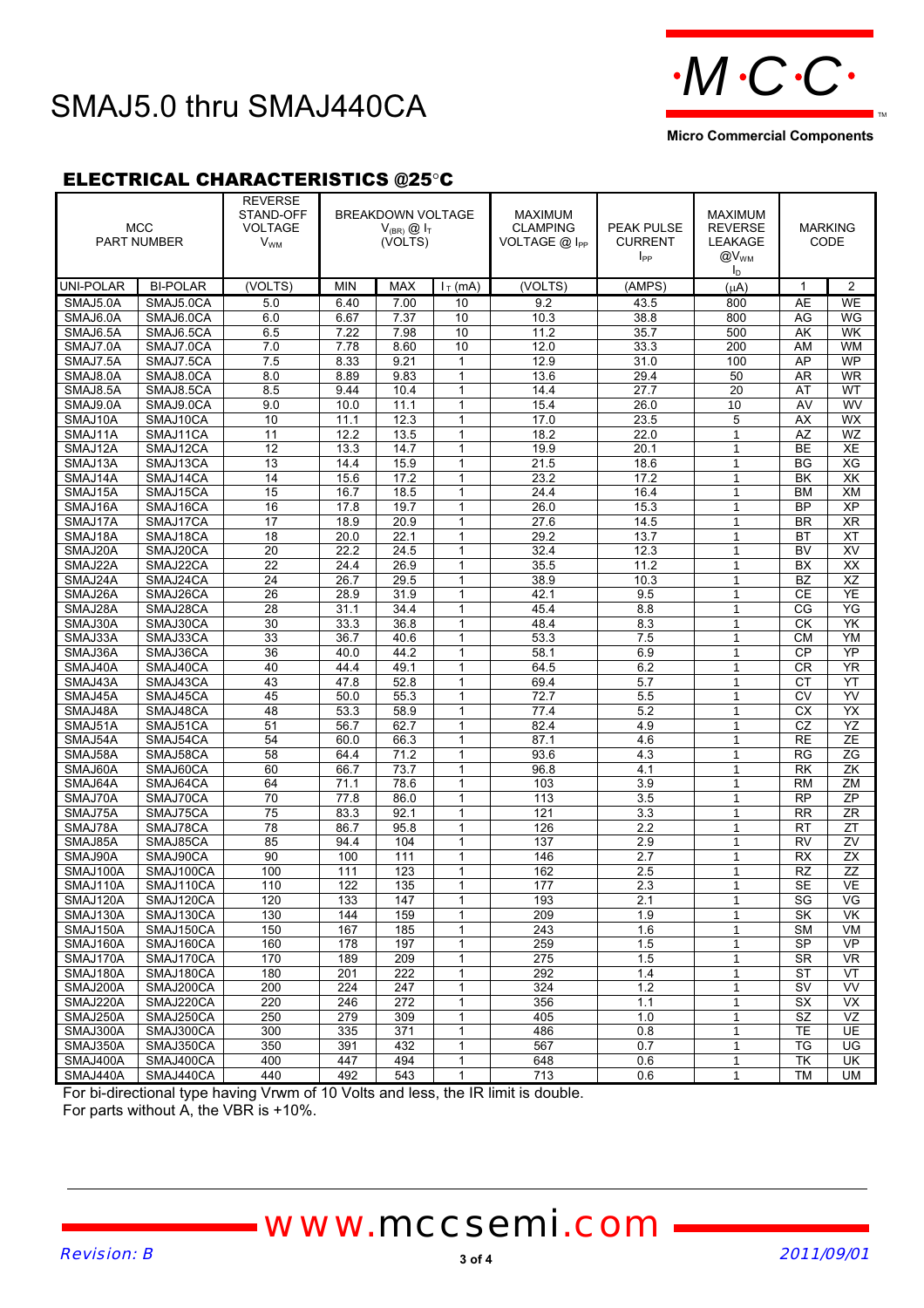# SMAJ5.0 thru SMAJ440CA

## ELECTRICAL CHARACTERISTICS @25°C

| MCC PART NUMBER | | REVERSE STAND-OFF VOLTAGE $V_{WM}$ | BREAKDOWN VOLTAGE $V_{(BR)}$ @ $I_T$ (VOLTS) | | | MAXIMUM CLAMPING VOLTAGE @ $I_{PP}$ | PEAK PULSE CURRENT $I_{PP}$ | MAXIMUM REVERSE LEAKAGE @$V_{WM}$ $I_D$ | MARKING CODE | |
|---|---|---|---|---|---|---|---|---|---|---|
| UNI-POLAR | BI-POLAR | (VOLTS) | MIN | MAX | $I_T$ (mA) | (VOLTS) | (AMPS) | (μA) | 1 | 2 |
| SMAJ5.0A | SMAJ5.0CA | 5.0 | 6.40 | 7.00 | 10 | 9.2 | 43.5 | 800 | AE | WE |
| SMAJ6.0A | SMAJ6.0CA | 6.0 | 6.67 | 7.37 | 10 | 10.3 | 38.8 | 800 | AG | WG |
| SMAJ6.5A | SMAJ6.5CA | 6.5 | 7.22 | 7.98 | 10 | 11.2 | 35.7 | 500 | AK | WK |
| SMAJ7.0A | SMAJ7.0CA | 7.0 | 7.78 | 8.60 | 10 | 12.0 | 33.3 | 200 | AM | WM |
| SMAJ7.5A | SMAJ7.5CA | 7.5 | 8.33 | 9.21 | 1 | 12.9 | 31.0 | 100 | AP | WP |
| SMAJ8.0A | SMAJ8.0CA | 8.0 | 8.89 | 9.83 | 1 | 13.6 | 29.4 | 50 | AR | WR |
| SMAJ8.5A | SMAJ8.5CA | 8.5 | 9.44 | 10.4 | 1 | 14.4 | 27.7 | 20 | AT | WT |
| SMAJ9.0A | SMAJ9.0CA | 9.0 | 10.0 | 11.1 | 1 | 15.4 | 26.0 | 10 | AV | WV |
| SMAJ10A | SMAJ10CA | 10 | 11.1 | 12.3 | 1 | 17.0 | 23.5 | 5 | AX | WX |
| SMAJ11A | SMAJ11CA | 11 | 12.2 | 13.5 | 1 | 18.2 | 22.0 | 1 | AZ | WZ |
| SMAJ12A | SMAJ12CA | 12 | 13.3 | 14.7 | 1 | 19.9 | 20.1 | 1 | BE | XE |
| SMAJ13A | SMAJ13CA | 13 | 14.4 | 15.9 | 1 | 21.5 | 18.6 | 1 | BG | XG |
| SMAJ14A | SMAJ14CA | 14 | 15.6 | 17.2 | 1 | 23.2 | 17.2 | 1 | BK | XK |
| SMAJ15A | SMAJ15CA | 15 | 16.7 | 18.5 | 1 | 24.4 | 16.4 | 1 | BM | XM |
| SMAJ16A | SMAJ16CA | 16 | 17.8 | 19.7 | 1 | 26.0 | 15.3 | 1 | BP | XP |
| SMAJ17A | SMAJ17CA | 17 | 18.9 | 20.9 | 1 | 27.6 | 14.5 | 1 | BR | XR |
| SMAJ18A | SMAJ18CA | 18 | 20.0 | 22.1 | 1 | 29.2 | 13.7 | 1 | BT | XT |
| SMAJ20A | SMAJ20CA | 20 | 22.2 | 24.5 | 1 | 32.4 | 12.3 | 1 | BV | XV |
| SMAJ22A | SMAJ22CA | 22 | 24.4 | 26.9 | 1 | 35.5 | 11.2 | 1 | BX | XX |
| SMAJ24A | SMAJ24CA | 24 | 26.7 | 29.5 | 1 | 38.9 | 10.3 | 1 | BZ | XZ |
| SMAJ26A | SMAJ26CA | 26 | 28.9 | 31.9 | 1 | 42.1 | 9.5 | 1 | CE | YE |
| SMAJ28A | SMAJ28CA | 28 | 31.1 | 34.4 | 1 | 45.4 | 8.8 | 1 | CG | YG |
| SMAJ30A | SMAJ30CA | 30 | 33.3 | 36.8 | 1 | 48.4 | 8.3 | 1 | CK | YK |
| SMAJ33A | SMAJ33CA | 33 | 36.7 | 40.6 | 1 | 53.3 | 7.5 | 1 | CM | YM |
| SMAJ36A | SMAJ36CA | 36 | 40.0 | 44.2 | 1 | 58.1 | 6.9 | 1 | CP | YP |
| SMAJ40A | SMAJ40CA | 40 | 44.4 | 49.1 | 1 | 64.5 | 6.2 | 1 | CR | YR |
| SMAJ43A | SMAJ43CA | 43 | 47.8 | 52.8 | 1 | 69.4 | 5.7 | 1 | CT | YT |
| SMAJ45A | SMAJ45CA | 45 | 50.0 | 55.3 | 1 | 72.7 | 5.5 | 1 | CV | YV |
| SMAJ48A | SMAJ48CA | 48 | 53.3 | 58.9 | 1 | 77.4 | 5.2 | 1 | CX | YX |
| SMAJ51A | SMAJ51CA | 51 | 56.7 | 62.7 | 1 | 82.4 | 4.9 | 1 | CZ | YZ |
| SMAJ54A | SMAJ54CA | 54 | 60.0 | 66.3 | 1 | 87.1 | 4.6 | 1 | RE | ZE |
| SMAJ58A | SMAJ58CA | 58 | 64.4 | 71.2 | 1 | 93.6 | 4.3 | 1 | RG | ZG |
| SMAJ60A | SMAJ60CA | 60 | 66.7 | 73.7 | 1 | 96.8 | 4.1 | 1 | RK | ZK |
| SMAJ64A | SMAJ64CA | 64 | 71.1 | 78.6 | 1 | 103 | 3.9 | 1 | RM | ZM |
| SMAJ70A | SMAJ70CA | 70 | 77.8 | 86.0 | 1 | 113 | 3.5 | 1 | RP | ZP |
| SMAJ75A | SMAJ75CA | 75 | 83.3 | 92.1 | 1 | 121 | 3.3 | 1 | RR | ZR |
| SMAJ78A | SMAJ78CA | 78 | 86.7 | 95.8 | 1 | 126 | 2.2 | 1 | RT | ZT |
| SMAJ85A | SMAJ85CA | 85 | 94.4 | 104 | 1 | 137 | 2.9 | 1 | RV | ZV |
| SMAJ90A | SMAJ90CA | 90 | 100 | 111 | 1 | 146 | 2.7 | 1 | RX | ZX |
| SMAJ100A | SMAJ100CA | 100 | 111 | 123 | 1 | 162 | 2.5 | 1 | RZ | ZZ |
| SMAJ110A | SMAJ110CA | 110 | 122 | 135 | 1 | 177 | 2.3 | 1 | SE | VE |
| SMAJ120A | SMAJ120CA | 120 | 133 | 147 | 1 | 193 | 2.1 | 1 | SG | VG |
| SMAJ130A | SMAJ130CA | 130 | 144 | 159 | 1 | 209 | 1.9 | 1 | SK | VK |
| SMAJ150A | SMAJ150CA | 150 | 167 | 185 | 1 | 243 | 1.6 | 1 | SM | VM |
| SMAJ160A | SMAJ160CA | 160 | 178 | 197 | 1 | 259 | 1.5 | 1 | SP | VP |
| SMAJ170A | SMAJ170CA | 170 | 189 | 209 | 1 | 275 | 1.5 | 1 | SR | VR |
| SMAJ180A | SMAJ180CA | 180 | 201 | 222 | 1 | 292 | 1.4 | 1 | ST | VT |
| SMAJ200A | SMAJ200CA | 200 | 224 | 247 | 1 | 324 | 1.2 | 1 | SV | VV |
| SMAJ220A | SMAJ220CA | 220 | 246 | 272 | 1 | 356 | 1.1 | 1 | SX | VX |
| SMAJ250A | SMAJ250CA | 250 | 279 | 309 | 1 | 405 | 1.0 | 1 | SZ | VZ |
| SMAJ300A | SMAJ300CA | 300 | 335 | 371 | 1 | 486 | 0.8 | 1 | TE | UE |
| SMAJ350A | SMAJ350CA | 350 | 391 | 432 | 1 | 567 | 0.7 | 1 | TG | UG |
| SMAJ400A | SMAJ400CA | 400 | 447 | 494 | 1 | 648 | 0.6 | 1 | TK | UK |
| SMAJ440A | SMAJ440CA | 440 | 492 | 543 | 1 | 713 | 0.6 | 1 | TM | UM |

For bi-directional type having Vrwm of 10 Volts and less, the IR limit is double.
For parts without A, the VBR is +10%.

www.mccsemi.com

*Revision: B* *2011/09/01*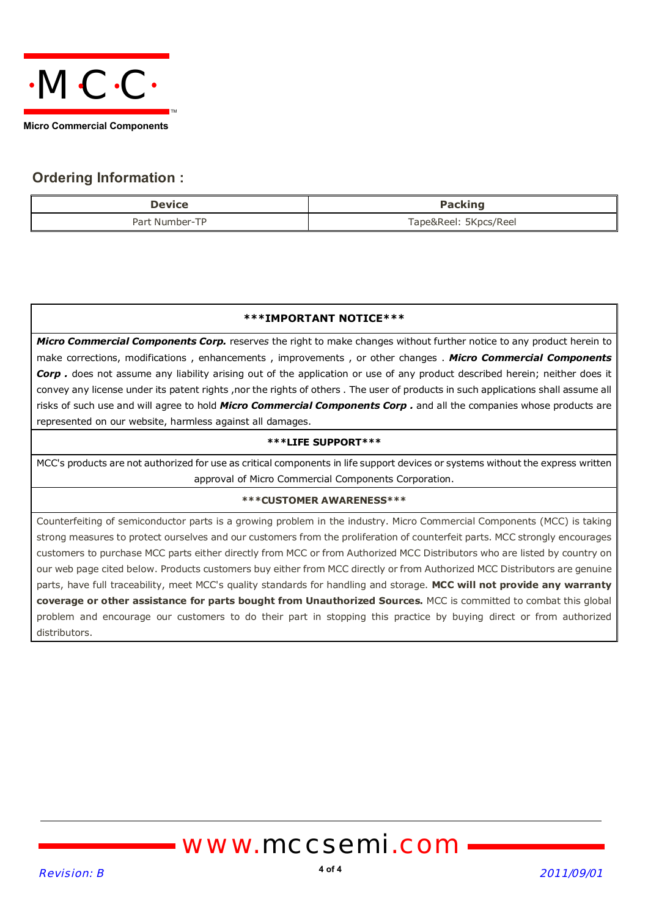## Ordering Information :

| Device | Packing |
|---|---|
| Part Number-TP | Tape&Reel: 5Kpcs/Reel |

**\*\*\*IMPORTANT NOTICE\*\*\***

***Micro Commercial Components Corp.*** reserves the right to make changes without further notice to any product herein to make corrections, modifications , enhancements , improvements , or other changes . ***Micro Commercial Components Corp .*** does not assume any liability arising out of the application or use of any product described herein; neither does it convey any license under its patent rights ,nor the rights of others . The user of products in such applications shall assume all risks of such use and will agree to hold ***Micro Commercial Components Corp .*** and all the companies whose products are represented on our website, harmless against all damages.

**\*\*\*LIFE SUPPORT\*\*\***

MCC's products are not authorized for use as critical components in life support devices or systems without the express written approval of Micro Commercial Components Corporation.

**\*\*\*CUSTOMER AWARENESS\*\*\***

Counterfeiting of semiconductor parts is a growing problem in the industry. Micro Commercial Components (MCC) is taking strong measures to protect ourselves and our customers from the proliferation of counterfeit parts. MCC strongly encourages customers to purchase MCC parts either directly from MCC or from Authorized MCC Distributors who are listed by country on our web page cited below. Products customers buy either from MCC directly or from Authorized MCC Distributors are genuine parts, have full traceability, meet MCC's quality standards for handling and storage. **MCC will not provide any warranty coverage or other assistance for parts bought from Unauthorized Sources.** MCC is committed to combat this global problem and encourage our customers to do their part in stopping this practice by buying direct or from authorized distributors.